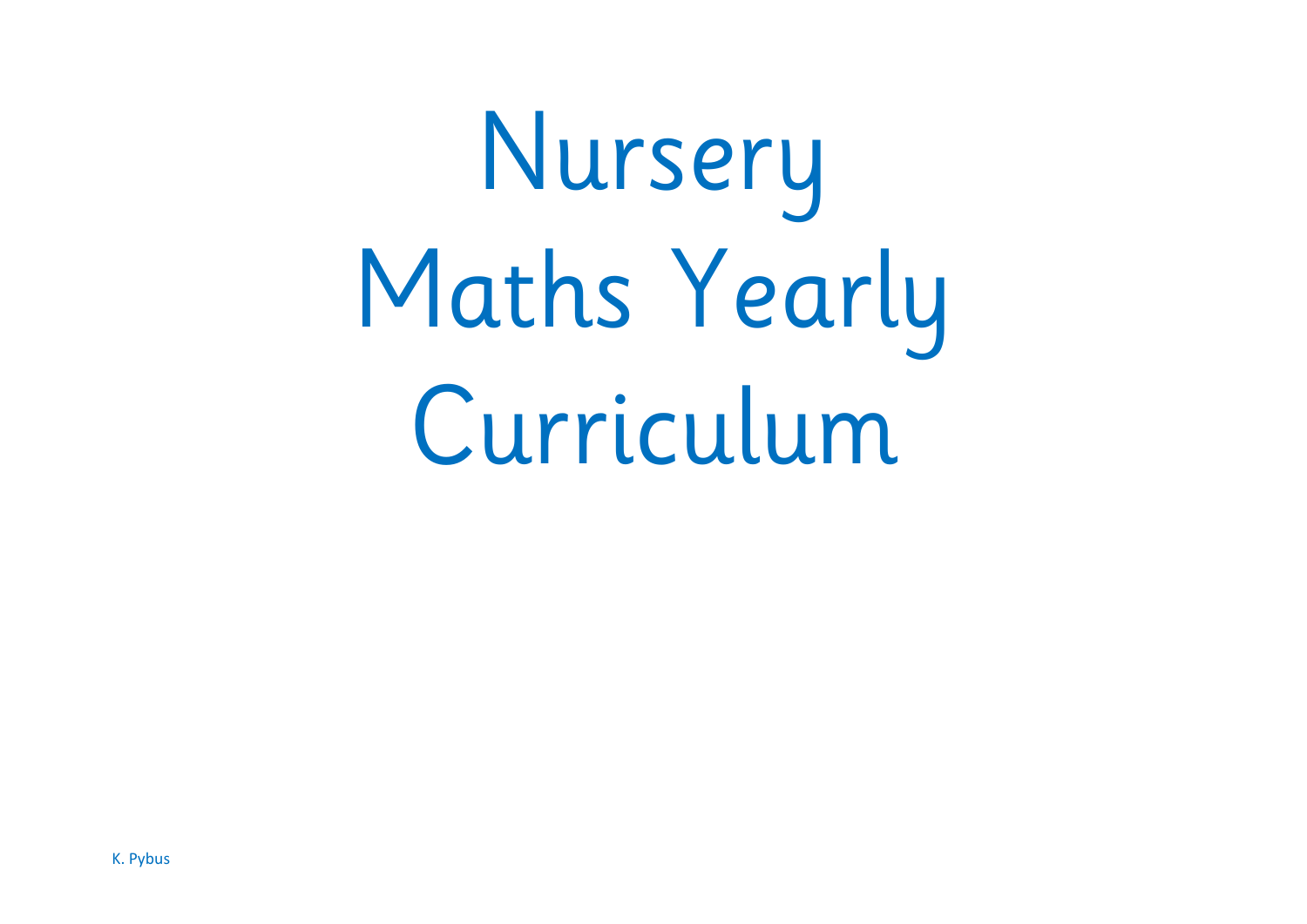# Nursery Maths Yearly Curriculum

K. Pybus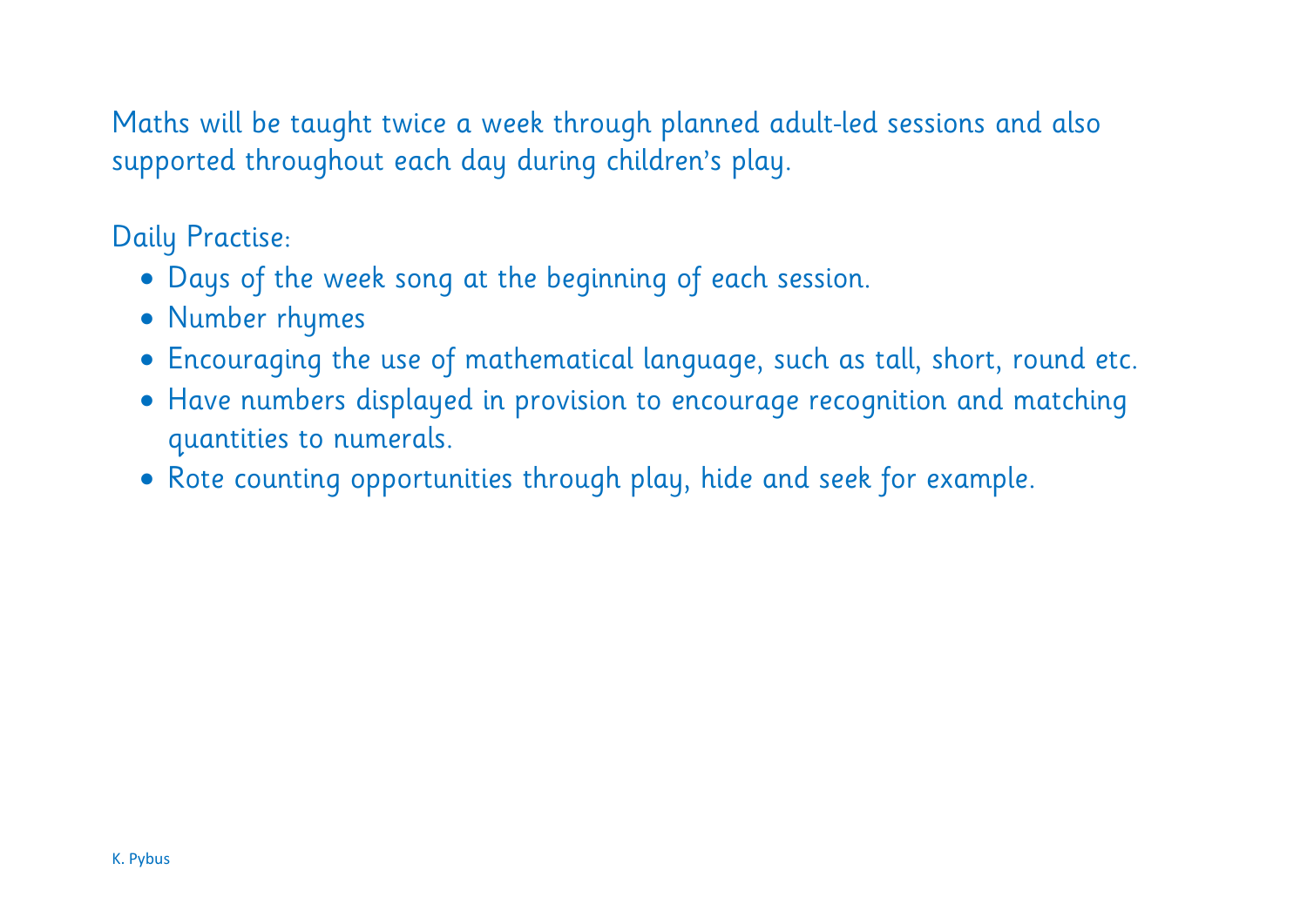Maths will be taught twice a week through planned adult-led sessions and also supported throughout each day during children's play.

Daily Practise:

- Days of the week song at the beginning of each session.
- Number rhymes
- Encouraging the use of mathematical language, such as tall, short, round etc.
- Have numbers displayed in provision to encourage recognition and matching quantities to numerals.
- Rote counting opportunities through play, hide and seek for example.

K. Pybus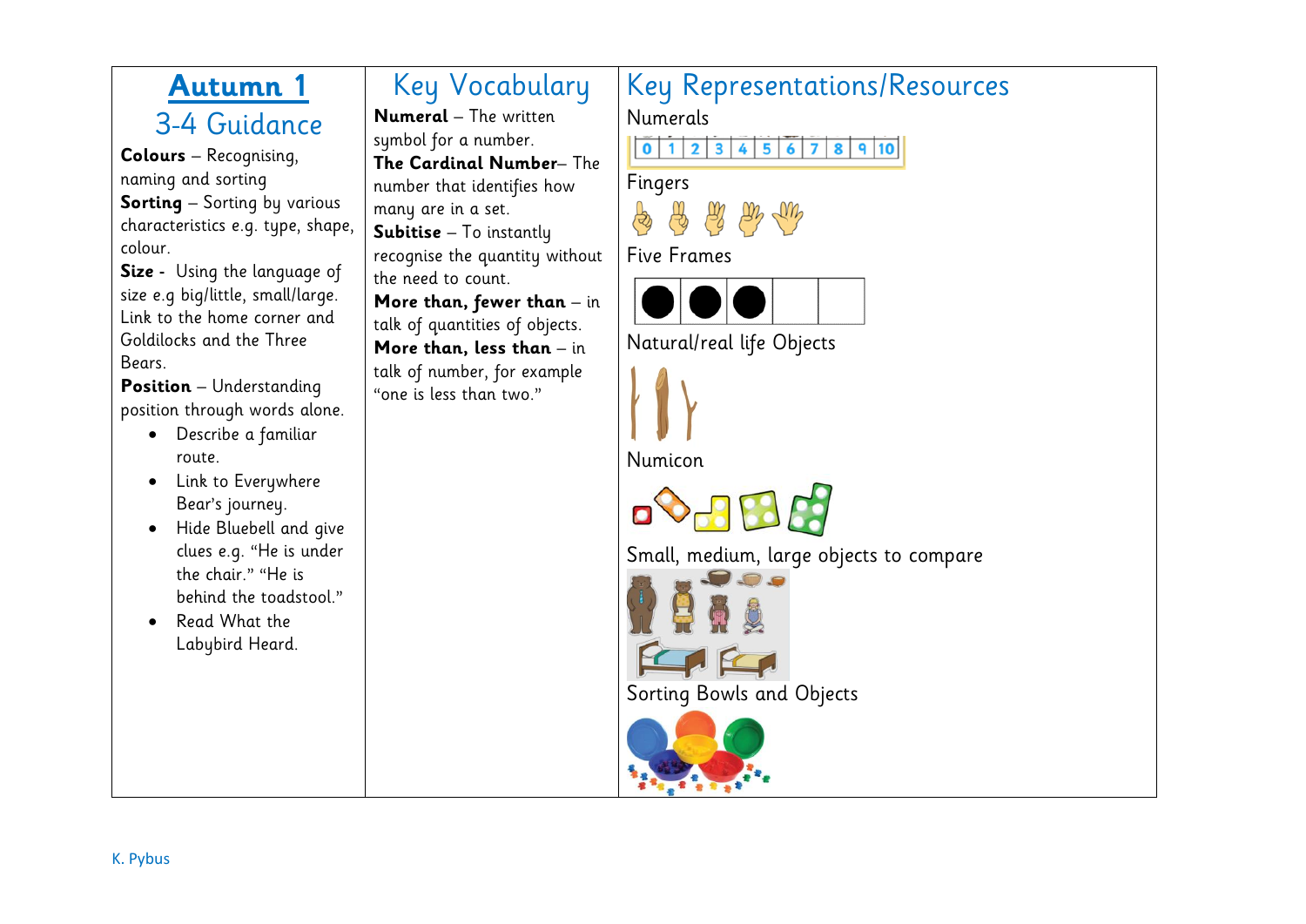# Autumn 1

## 3-4 Guidance

**Colours** – Recognising, naming and sorting

**Sorting** – Sorting by various characteristics e.g. type, shape, colour.

**Size** - Using the language of size e.g big/little, small/large. Link to the home corner and Goldilocks and the Three Bears.

**Position** – Understanding position through words alone.

- Describe a familiar route.
- Link to Everywhere Bear's journey.
- Hide Bluebell and give clues e.g. "He is under the chair." "He is behind the toadstool."
- Read What the Labybird Heard.

## Key Vocabulary

**Numeral** – The written symbol for a number.

**The Cardinal Number**– The number that identifies how many are in a set.

**Subitise** – To instantly recognise the quantity without the need to count.

**More than, fewer than** – in talk of quantities of objects.

**More than, less than** – in talk of number, for example "one is less than two."

## Key Representations/Resources

Numerals

0 1 2 3 4 5 6 7 8 9 10

Fingers

Five Frames

Natural/real life Objects

Numicon

Small, medium, large objects to compare

Sorting Bowls and Objects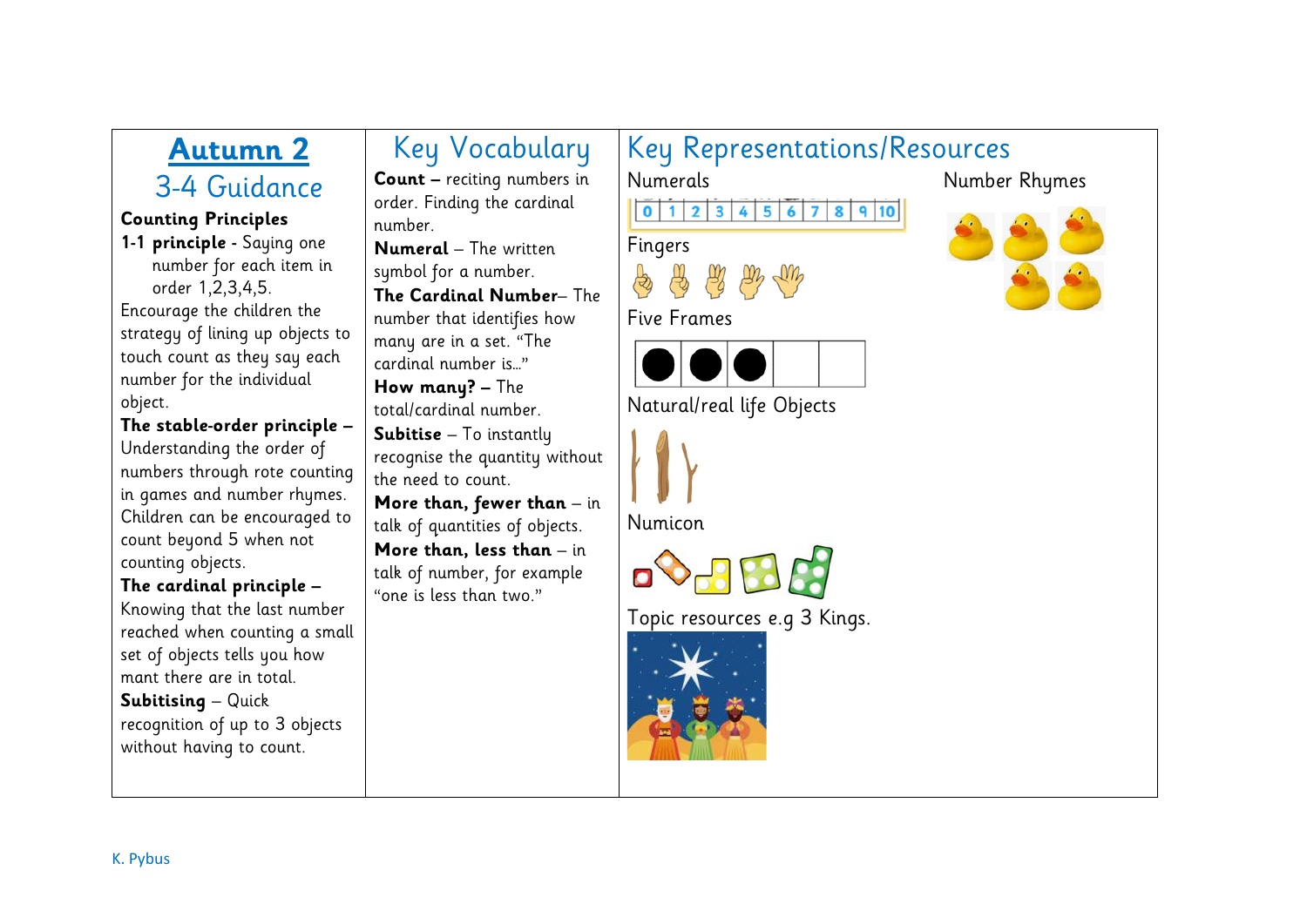# Autumn 2

## 3-4 Guidance

**Counting Principles**

**1-1 principle** - Saying one number for each item in order 1,2,3,4,5.

Encourage the children the strategy of lining up objects to touch count as they say each number for the individual object.

**The stable-order principle –** Understanding the order of numbers through rote counting in games and number rhymes. Children can be encouraged to count beyond 5 when not counting objects.

**The cardinal principle –** Knowing that the last number reached when counting a small set of objects tells you how mant there are in total.

**Subitising** – Quick recognition of up to 3 objects without having to count.

## Key Vocabulary

**Count –** reciting numbers in order. Finding the cardinal number.

**Numeral** – The written symbol for a number.

**The Cardinal Number**– The number that identifies how many are in a set. "The cardinal number is…"

**How many? –** The total/cardinal number.

**Subitise** – To instantly recognise the quantity without the need to count.

**More than, fewer than** – in talk of quantities of objects.

**More than, less than** – in talk of number, for example "one is less than two."

## Key Representations/Resources

Numerals

| 0 | 1 | 2 | 3 | 4 | 5 | 6 | 7 | 8 | 9 | 10 |
|---|---|---|---|---|---|---|---|---|---|---|

Fingers

Five Frames

Natural/real life Objects

Numicon

Topic resources e.g 3 Kings.

Number Rhymes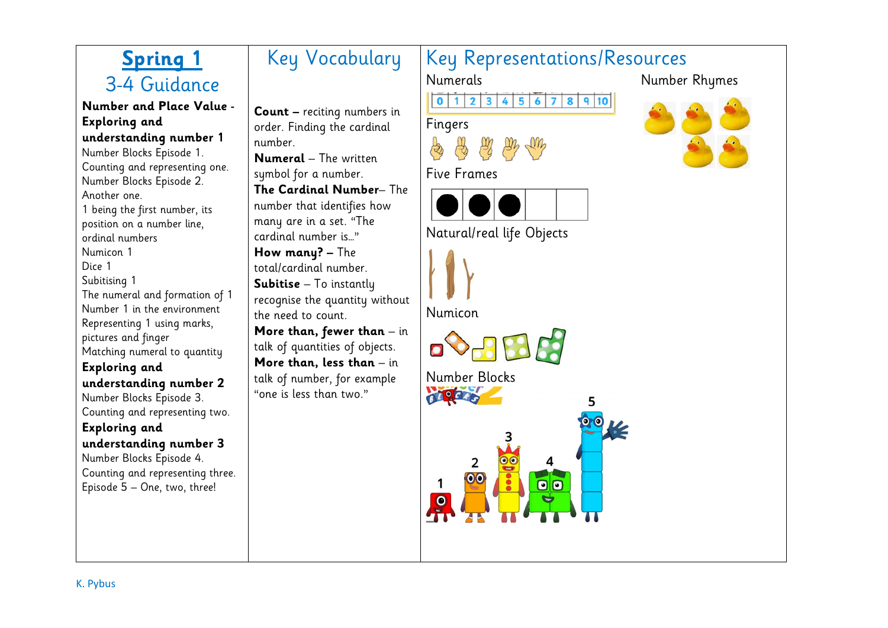## Spring 1

### 3-4 Guidance

**Number and Place Value - Exploring and understanding number 1**

Number Blocks Episode 1.
Counting and representing one.
Number Blocks Episode 2.
Another one.
1 being the first number, its position on a number line, ordinal numbers
Numicon 1
Dice 1
Subitising 1
The numeral and formation of 1
Number 1 in the environment
Representing 1 using marks, pictures and finger
Matching numeral to quantity

**Exploring and understanding number 2**

Number Blocks Episode 3.
Counting and representing two.

**Exploring and understanding number 3**

Number Blocks Episode 4.
Counting and representing three.
Episode 5 – One, two, three!

## Key Vocabulary

**Count –** reciting numbers in order. Finding the cardinal number.

**Numeral** – The written symbol for a number.

**The Cardinal Number**– The number that identifies how many are in a set. "The cardinal number is…"

**How many? –** The total/cardinal number.

**Subitise** – To instantly recognise the quantity without the need to count.

**More than, fewer than** – in talk of quantities of objects.

**More than, less than** – in talk of number, for example "one is less than two."

## Key Representations/Resources

Numerals

0 | 1 | 2 | 3 | 4 | 5 | 6 | 7 | 8 | 9 | 10

Fingers

Five Frames

Natural/real life Objects

Numicon

Number Blocks

1 2 3 4 5

Number Rhymes

K. Pybus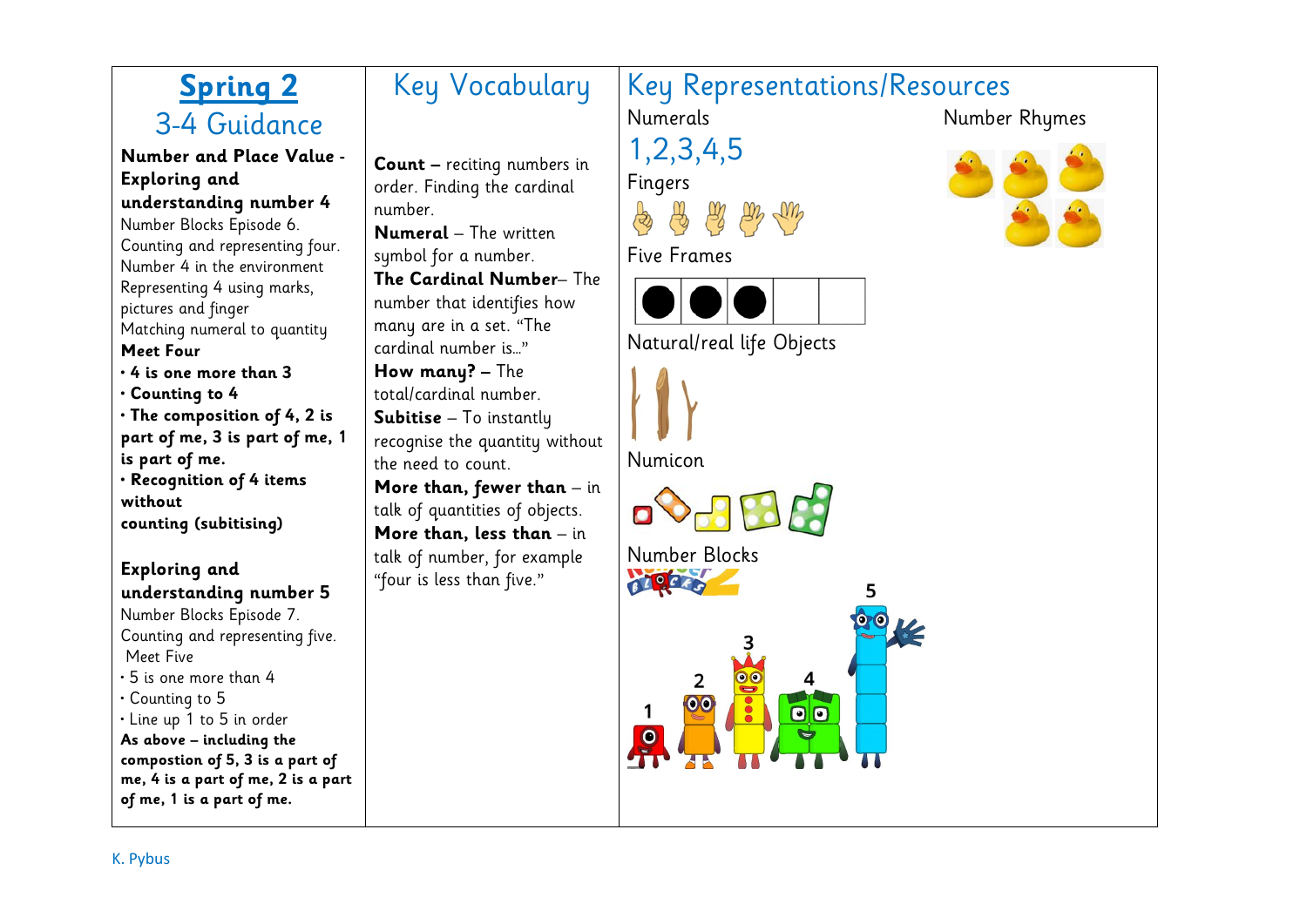# Spring 2

## 3-4 Guidance

**Number and Place Value - Exploring and understanding number 4**

Number Blocks Episode 6.
Counting and representing four.
Number 4 in the environment
Representing 4 using marks, pictures and finger
Matching numeral to quantity

**Meet Four**

- **4 is one more than 3**
- **Counting to 4**
- **The composition of 4, 2 is part of me, 3 is part of me, 1 is part of me.**
- **Recognition of 4 items without counting (subitising)**

**Exploring and understanding number 5**

Number Blocks Episode 7.
Counting and representing five.
Meet Five

- 5 is one more than 4
- Counting to 5
- Line up 1 to 5 in order

**As above – including the compostion of 5, 3 is a part of me, 4 is a part of me, 2 is a part of me, 1 is a part of me.**

## Key Vocabulary

**Count –** reciting numbers in order. Finding the cardinal number.

**Numeral** – The written symbol for a number.

**The Cardinal Number**– The number that identifies how many are in a set. "The cardinal number is…"

**How many? –** The total/cardinal number.

**Subitise** – To instantly recognise the quantity without the need to count.

**More than, fewer than** – in talk of quantities of objects.

**More than, less than** – in talk of number, for example "four is less than five."

## Key Representations/Resources

Numerals

1,2,3,4,5

Fingers

Five Frames

Natural/real life Objects

Numicon

Number Blocks

1 2 3 4 5

Number Rhymes

K. Pybus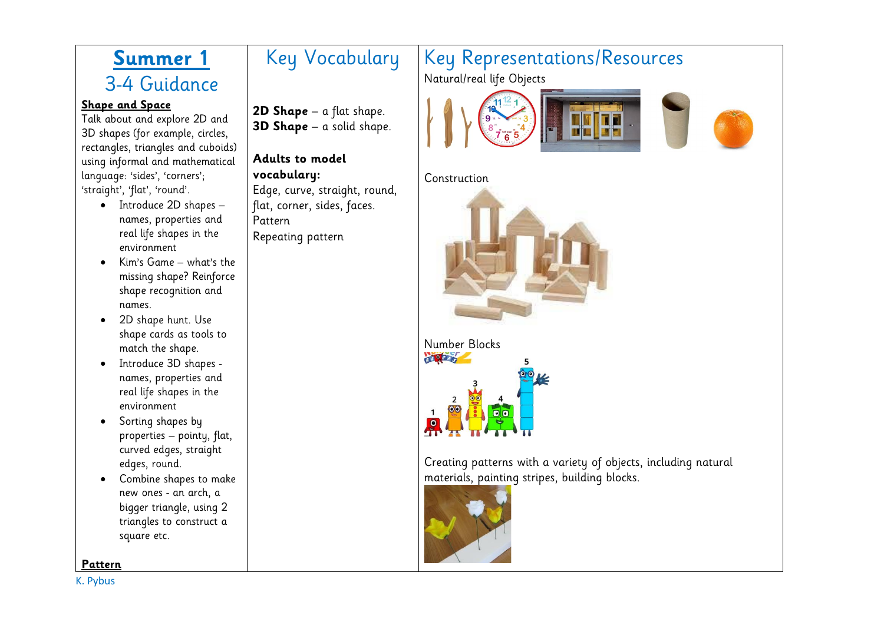# Summer 1

## 3-4 Guidance

**Shape and Space**

Talk about and explore 2D and 3D shapes (for example, circles, rectangles, triangles and cuboids) using informal and mathematical language: 'sides', 'corners'; 'straight', 'flat', 'round'.

- Introduce 2D shapes – names, properties and real life shapes in the environment
- Kim's Game – what's the missing shape? Reinforce shape recognition and names.
- 2D shape hunt. Use shape cards as tools to match the shape.
- Introduce 3D shapes - names, properties and real life shapes in the environment
- Sorting shapes by properties – pointy, flat, curved edges, straight edges, round.
- Combine shapes to make new ones - an arch, a bigger triangle, using 2 triangles to construct a square etc.

**Pattern**

## Key Vocabulary

**2D Shape** – a flat shape.
**3D Shape** – a solid shape.

**Adults to model vocabulary:**
Edge, curve, straight, round, flat, corner, sides, faces.
Pattern
Repeating pattern

## Key Representations/Resources

Natural/real life Objects

Construction

Number Blocks

Creating patterns with a variety of objects, including natural materials, painting stripes, building blocks.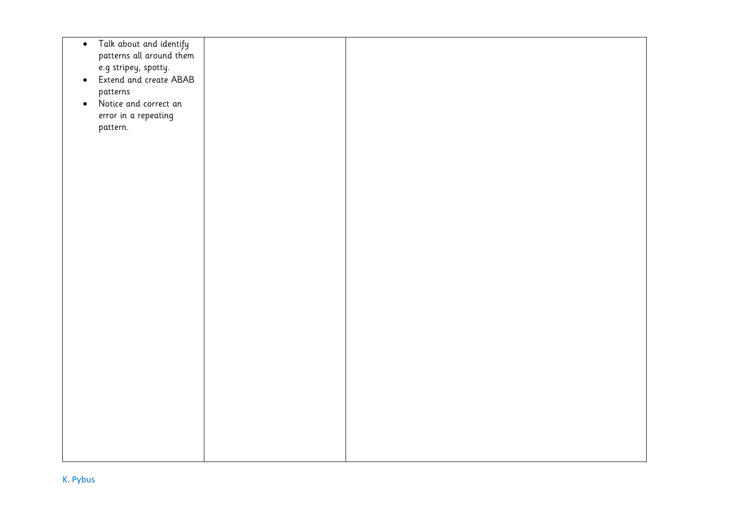| | | |
|---|---|---|
| • Talk about and identify patterns all around them e.g stripey, spotty.<br>• Extend and create ABAB patterns<br>• Notice and correct an error in a repeating pattern. | | |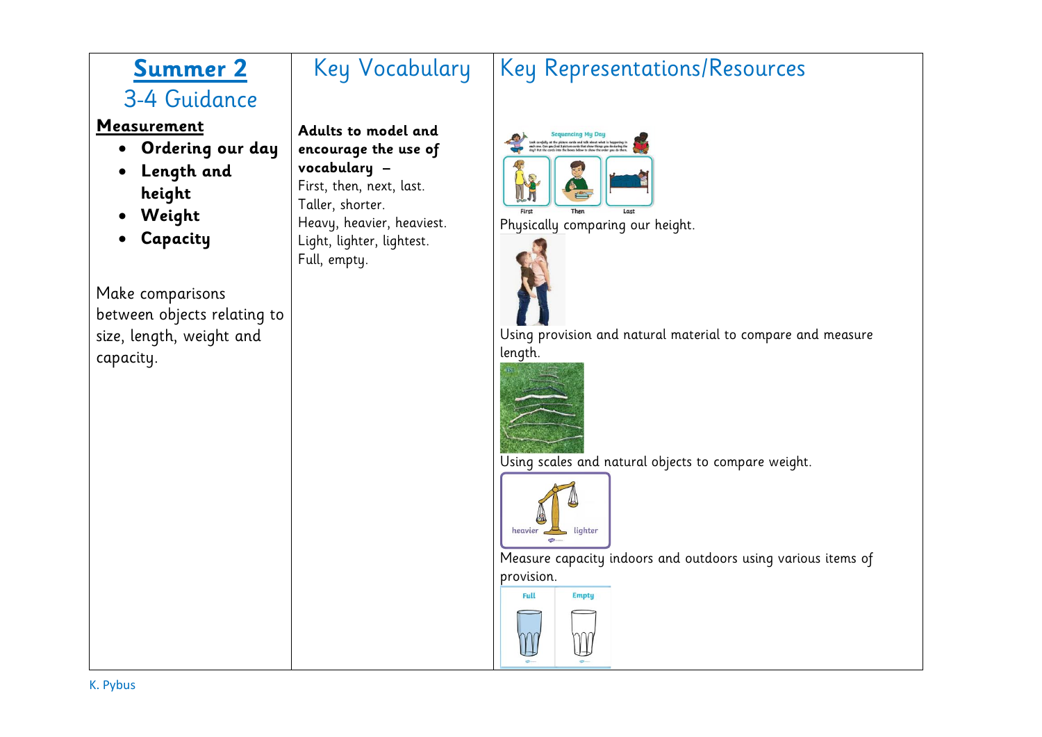| Summer 2<br>3-4 Guidance | Key Vocabulary | Key Representations/Resources |
|---|---|---|
| **Measurement**<br>• **Ordering our day**<br>• **Length and height**<br>• **Weight**<br>• **Capacity**<br><br>Make comparisons between objects relating to size, length, weight and capacity. | **Adults to model and encourage the use of vocabulary –**<br>First, then, next, last.<br>Taller, shorter.<br>Heavy, heavier, heaviest.<br>Light, lighter, lightest.<br>Full, empty. | Sequencing My Day<br>First Then Last<br>Physically comparing our height.<br>Using provision and natural material to compare and measure length.<br>Using scales and natural objects to compare weight.<br>heavier lighter<br>Measure capacity indoors and outdoors using various items of provision.<br>Full Empty |

K. Pybus